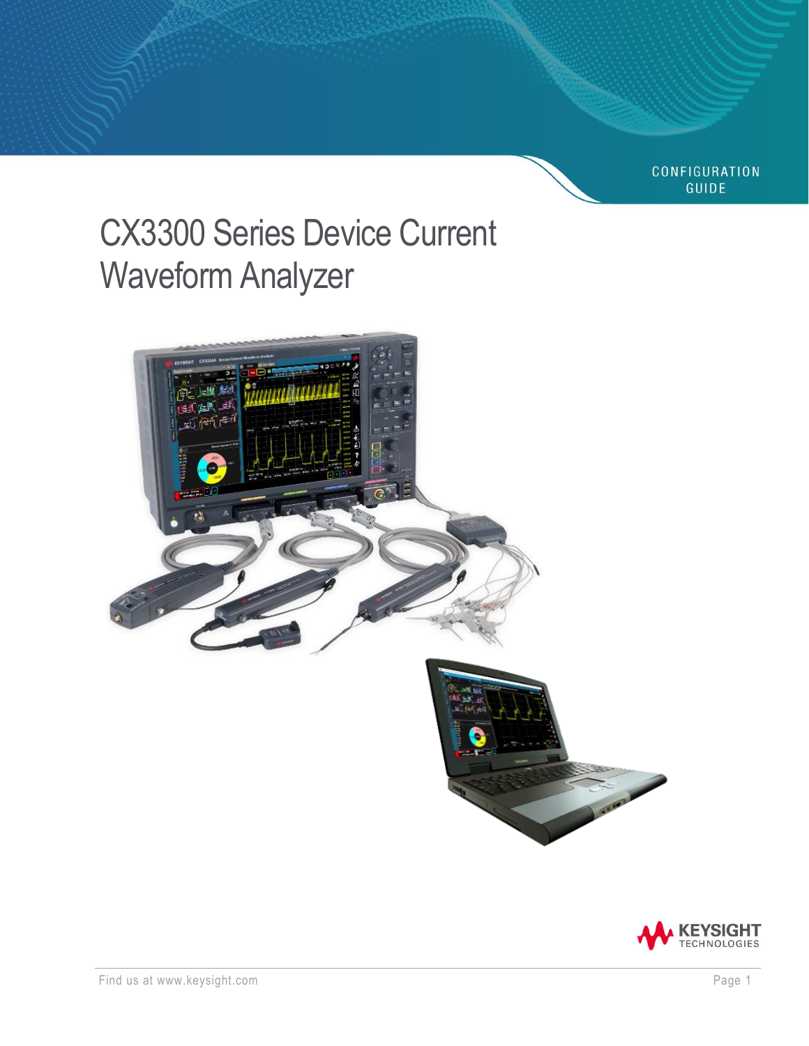CONFIGURATION GUIDE

# CX3300 Series Device Current Waveform Analyzer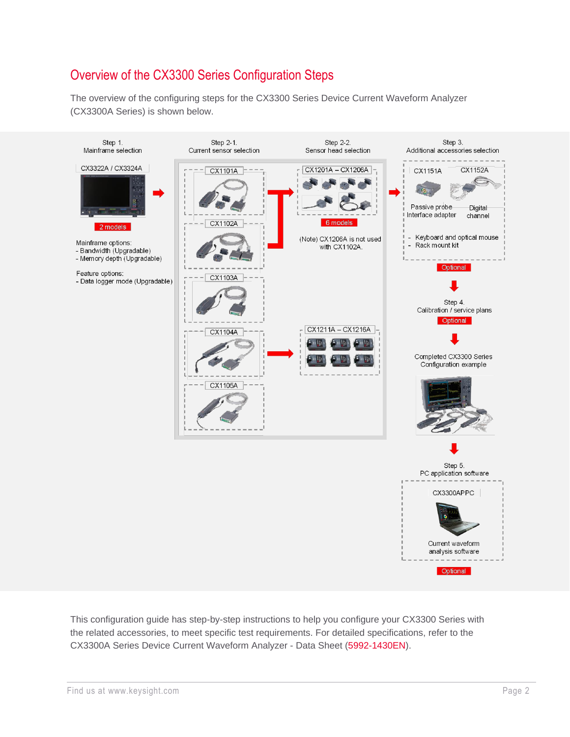## Overview of the CX3300 Series Configuration Steps

The overview of the configuring steps for the CX3300 Series Device Current Waveform Analyzer (CX3300A Series) is shown below.

Step 1.
Mainframe selection

CX3322A / CX3324A

2 models

Mainframe options:
- Bandwidth (Upgradable)
- Memory depth (Upgradable)

Feature options:
- Data logger mode (Upgradable)

Step 2-1.
Current sensor selection

CX1101A

CX1102A

CX1103A

CX1104A

CX1105A

Step 2-2.
Sensor head selection

CX1201A – CX1206A

6 models

(Note) CX1206A is not used with CX1102A.

CX1211A – CX1216A

Step 3.
Additional accessories selection

CX1151A

Passive probe Interface adapter

CX1152A

Digital channel

- Keyboard and optical mouse
- Rack mount kit

Optional

Step 4.
Calibration / service plans

Optional

Completed CX3300 Series Configuration example

Step 5.
PC application software

CX3300APPC

Current waveform analysis software

Optional

This configuration guide has step-by-step instructions to help you configure your CX3300 Series with the related accessories, to meet specific test requirements. For detailed specifications, refer to the CX3300A Series Device Current Waveform Analyzer - Data Sheet (5992-1430EN).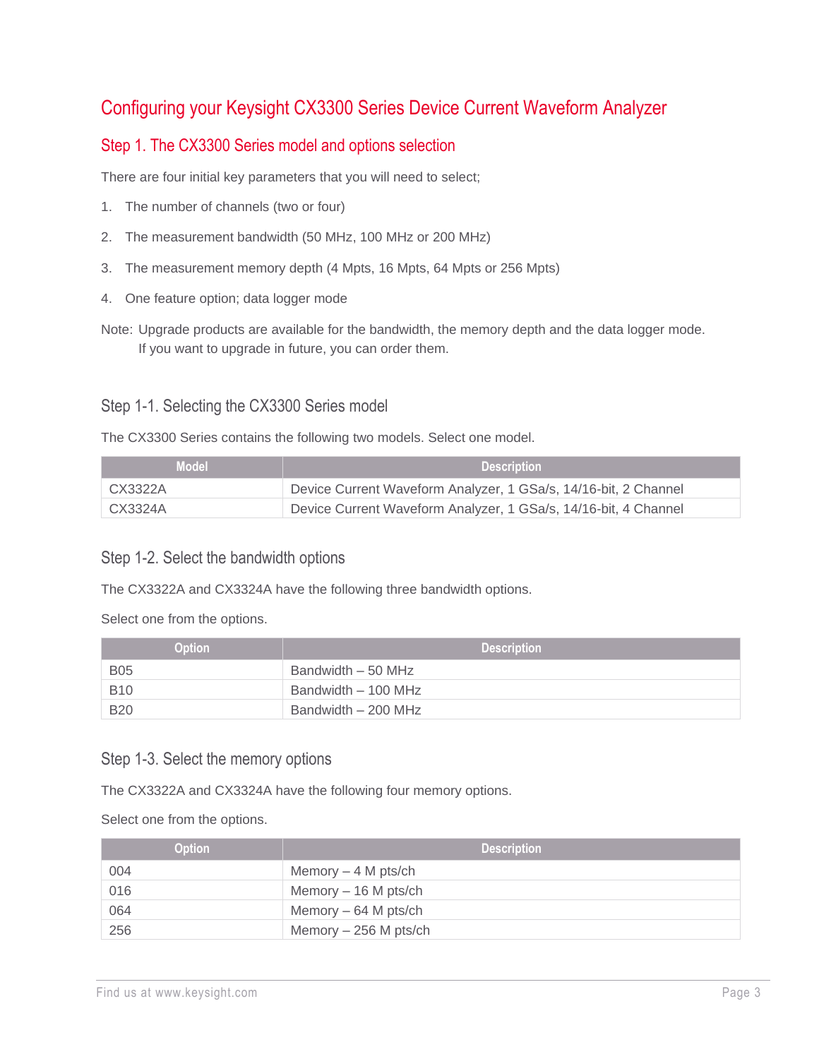## Configuring your Keysight CX3300 Series Device Current Waveform Analyzer

### Step 1. The CX3300 Series model and options selection

There are four initial key parameters that you will need to select;

1. The number of channels (two or four)
2. The measurement bandwidth (50 MHz, 100 MHz or 200 MHz)
3. The measurement memory depth (4 Mpts, 16 Mpts, 64 Mpts or 256 Mpts)
4. One feature option; data logger mode

Note: Upgrade products are available for the bandwidth, the memory depth and the data logger mode. If you want to upgrade in future, you can order them.

#### Step 1-1. Selecting the CX3300 Series model

The CX3300 Series contains the following two models. Select one model.

| Model | Description |
|---|---|
| CX3322A | Device Current Waveform Analyzer, 1 GSa/s, 14/16-bit, 2 Channel |
| CX3324A | Device Current Waveform Analyzer, 1 GSa/s, 14/16-bit, 4 Channel |

#### Step 1-2. Select the bandwidth options

The CX3322A and CX3324A have the following three bandwidth options.

Select one from the options.

| Option | Description |
|---|---|
| B05 | Bandwidth – 50 MHz |
| B10 | Bandwidth – 100 MHz |
| B20 | Bandwidth – 200 MHz |

#### Step 1-3. Select the memory options

The CX3322A and CX3324A have the following four memory options.

Select one from the options.

| Option | Description |
|---|---|
| 004 | Memory – 4 M pts/ch |
| 016 | Memory – 16 M pts/ch |
| 064 | Memory – 64 M pts/ch |
| 256 | Memory – 256 M pts/ch |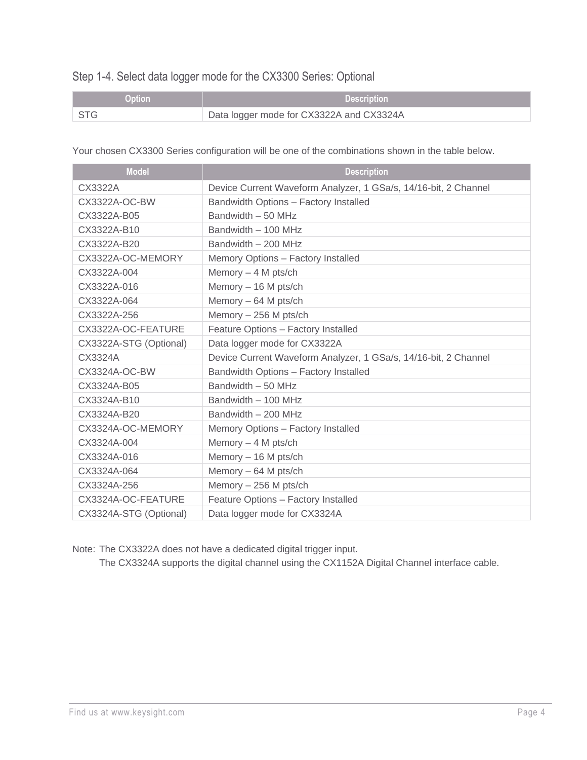### Step 1-4. Select data logger mode for the CX3300 Series: Optional

| Option | Description |
| --- | --- |
| STG | Data logger mode for CX3322A and CX3324A |

Your chosen CX3300 Series configuration will be one of the combinations shown in the table below.

| Model | Description |
| --- | --- |
| CX3322A | Device Current Waveform Analyzer, 1 GSa/s, 14/16-bit, 2 Channel |
| CX3322A-OC-BW | Bandwidth Options – Factory Installed |
| CX3322A-B05 | Bandwidth – 50 MHz |
| CX3322A-B10 | Bandwidth – 100 MHz |
| CX3322A-B20 | Bandwidth – 200 MHz |
| CX3322A-OC-MEMORY | Memory Options – Factory Installed |
| CX3322A-004 | Memory – 4 M pts/ch |
| CX3322A-016 | Memory – 16 M pts/ch |
| CX3322A-064 | Memory – 64 M pts/ch |
| CX3322A-256 | Memory – 256 M pts/ch |
| CX3322A-OC-FEATURE | Feature Options – Factory Installed |
| CX3322A-STG (Optional) | Data logger mode for CX3322A |
| CX3324A | Device Current Waveform Analyzer, 1 GSa/s, 14/16-bit, 2 Channel |
| CX3324A-OC-BW | Bandwidth Options – Factory Installed |
| CX3324A-B05 | Bandwidth – 50 MHz |
| CX3324A-B10 | Bandwidth – 100 MHz |
| CX3324A-B20 | Bandwidth – 200 MHz |
| CX3324A-OC-MEMORY | Memory Options – Factory Installed |
| CX3324A-004 | Memory – 4 M pts/ch |
| CX3324A-016 | Memory – 16 M pts/ch |
| CX3324A-064 | Memory – 64 M pts/ch |
| CX3324A-256 | Memory – 256 M pts/ch |
| CX3324A-OC-FEATURE | Feature Options – Factory Installed |
| CX3324A-STG (Optional) | Data logger mode for CX3324A |

Note: The CX3322A does not have a dedicated digital trigger input.
The CX3324A supports the digital channel using the CX1152A Digital Channel interface cable.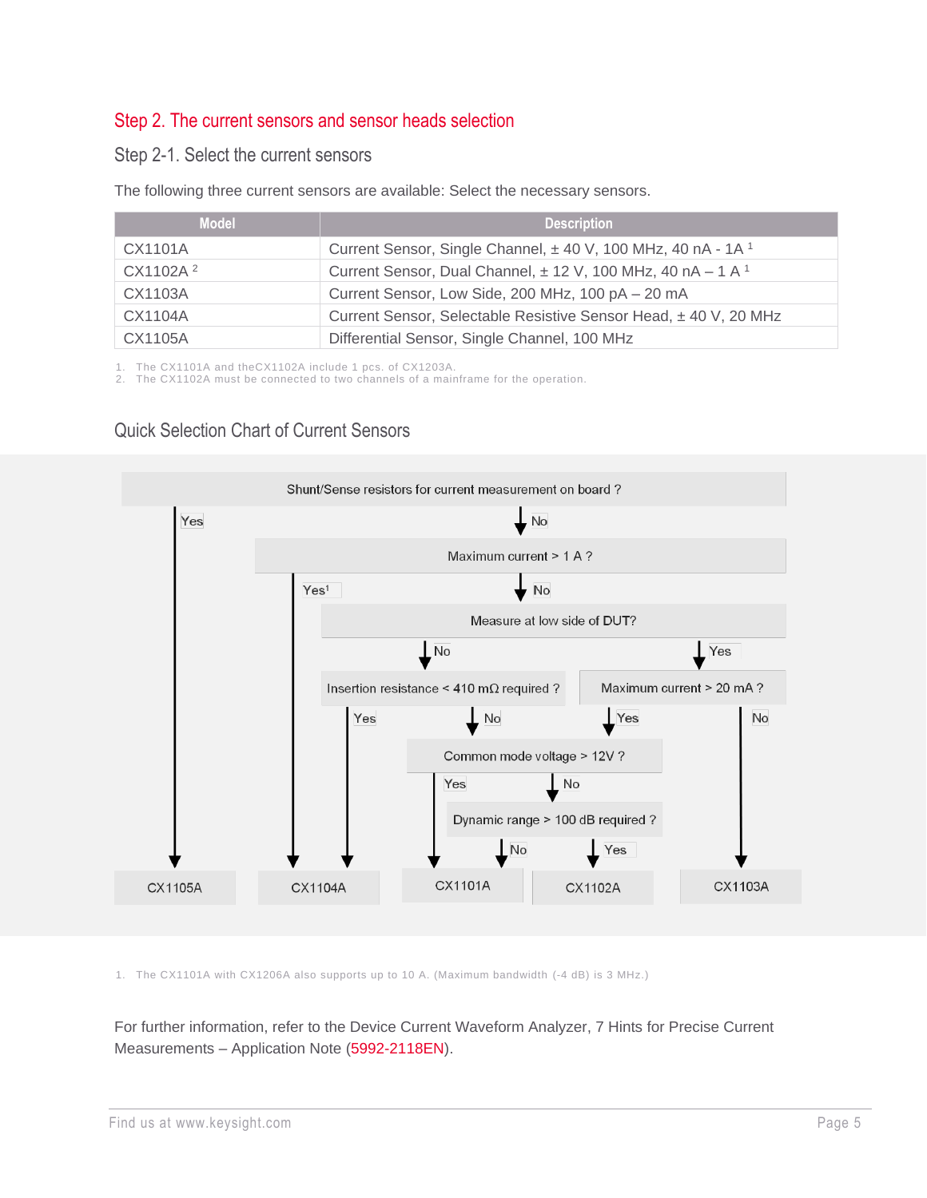## Step 2. The current sensors and sensor heads selection

### Step 2-1. Select the current sensors

The following three current sensors are available: Select the necessary sensors.

| Model | Description |
|---|---|
| CX1101A | Current Sensor, Single Channel, ± 40 V, 100 MHz, 40 nA - 1A [1] |
| CX1102A [2] | Current Sensor, Dual Channel, ± 12 V, 100 MHz, 40 nA – 1 A [1] |
| CX1103A | Current Sensor, Low Side, 200 MHz, 100 pA – 20 mA |
| CX1104A | Current Sensor, Selectable Resistive Sensor Head, ± 40 V, 20 MHz |
| CX1105A | Differential Sensor, Single Channel, 100 MHz |

1. The CX1101A and theCX1102A include 1 pcs. of CX1203A.
2. The CX1102A must be connected to two channels of a mainframe for the operation.

### Quick Selection Chart of Current Sensors

- Shunt/Sense resistors for current measurement on board ?
  - Yes → CX1105A
  - No → Maximum current > 1 A ?
    - Yes[1] → CX1104A
    - No → Measure at low side of DUT?
      - No → Insertion resistance < 410 mΩ required ?
        - Yes → CX1104A
        - No → Common mode voltage > 12V ?
          - Yes → CX1101A
          - No → Dynamic range > 100 dB required ?
            - No → CX1101A
            - Yes → CX1102A
      - Yes → Maximum current > 20 mA ?
        - Yes → Common mode voltage > 12V ?
        - No → CX1103A

1. The CX1101A with CX1206A also supports up to 10 A. (Maximum bandwidth (-4 dB) is 3 MHz.)

For further information, refer to the Device Current Waveform Analyzer, 7 Hints for Precise Current Measurements – Application Note (5992-2118EN).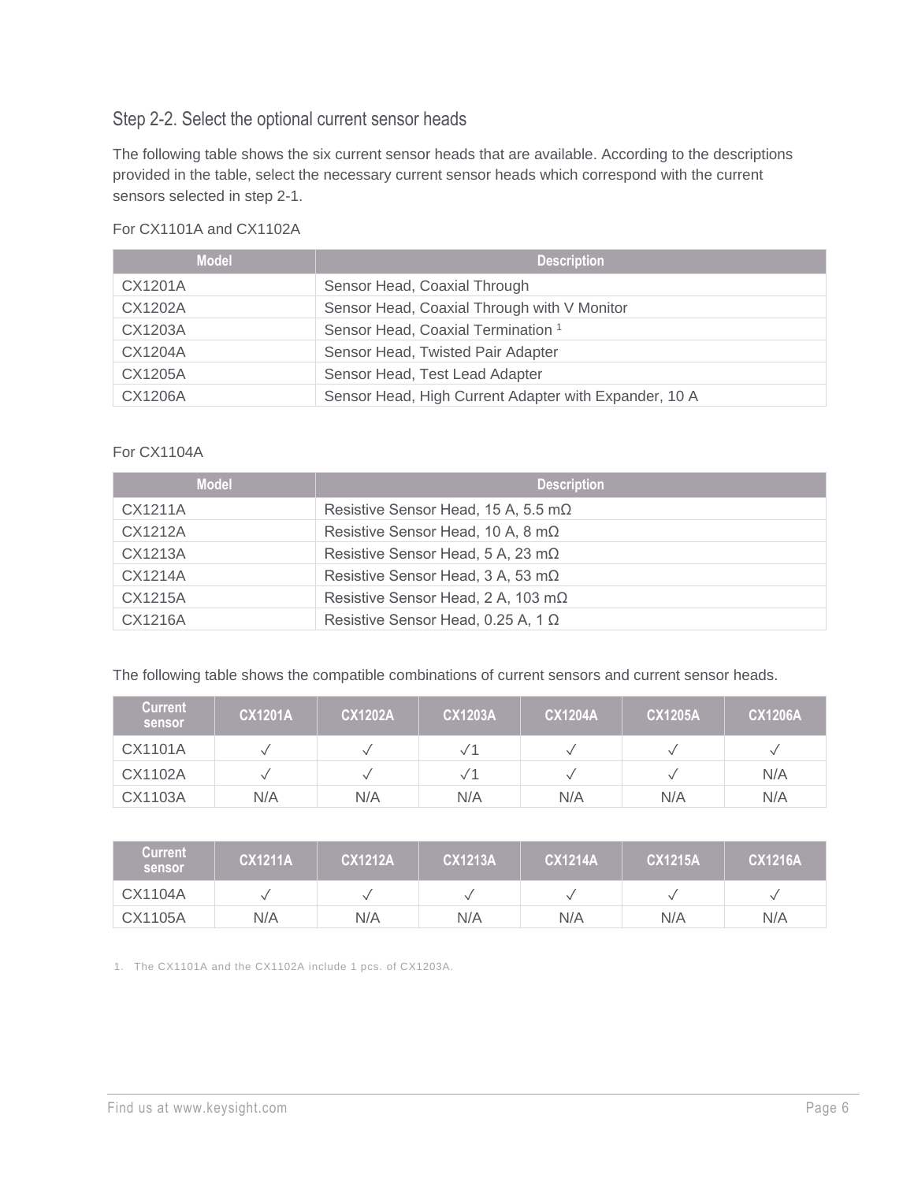## Step 2-2. Select the optional current sensor heads

The following table shows the six current sensor heads that are available. According to the descriptions provided in the table, select the necessary current sensor heads which correspond with the current sensors selected in step 2-1.

For CX1101A and CX1102A

| Model | Description |
| --- | --- |
| CX1201A | Sensor Head, Coaxial Through |
| CX1202A | Sensor Head, Coaxial Through with V Monitor |
| CX1203A | Sensor Head, Coaxial Termination [1] |
| CX1204A | Sensor Head, Twisted Pair Adapter |
| CX1205A | Sensor Head, Test Lead Adapter |
| CX1206A | Sensor Head, High Current Adapter with Expander, 10 A |

For CX1104A

| Model | Description |
| --- | --- |
| CX1211A | Resistive Sensor Head, 15 A, 5.5 mΩ |
| CX1212A | Resistive Sensor Head, 10 A, 8 mΩ |
| CX1213A | Resistive Sensor Head, 5 A, 23 mΩ |
| CX1214A | Resistive Sensor Head, 3 A, 53 mΩ |
| CX1215A | Resistive Sensor Head, 2 A, 103 mΩ |
| CX1216A | Resistive Sensor Head, 0.25 A, 1 Ω |

The following table shows the compatible combinations of current sensors and current sensor heads.

| Current sensor | CX1201A | CX1202A | CX1203A | CX1204A | CX1205A | CX1206A |
| --- | --- | --- | --- | --- | --- | --- |
| CX1101A | ✓ | ✓ | ✓[1] | ✓ | ✓ | ✓ |
| CX1102A | ✓ | ✓ | ✓[1] | ✓ | ✓ | N/A |
| CX1103A | N/A | N/A | N/A | N/A | N/A | N/A |

| Current sensor | CX1211A | CX1212A | CX1213A | CX1214A | CX1215A | CX1216A |
| --- | --- | --- | --- | --- | --- | --- |
| CX1104A | ✓ | ✓ | ✓ | ✓ | ✓ | ✓ |
| CX1105A | N/A | N/A | N/A | N/A | N/A | N/A |

1. The CX1101A and the CX1102A include 1 pcs. of CX1203A.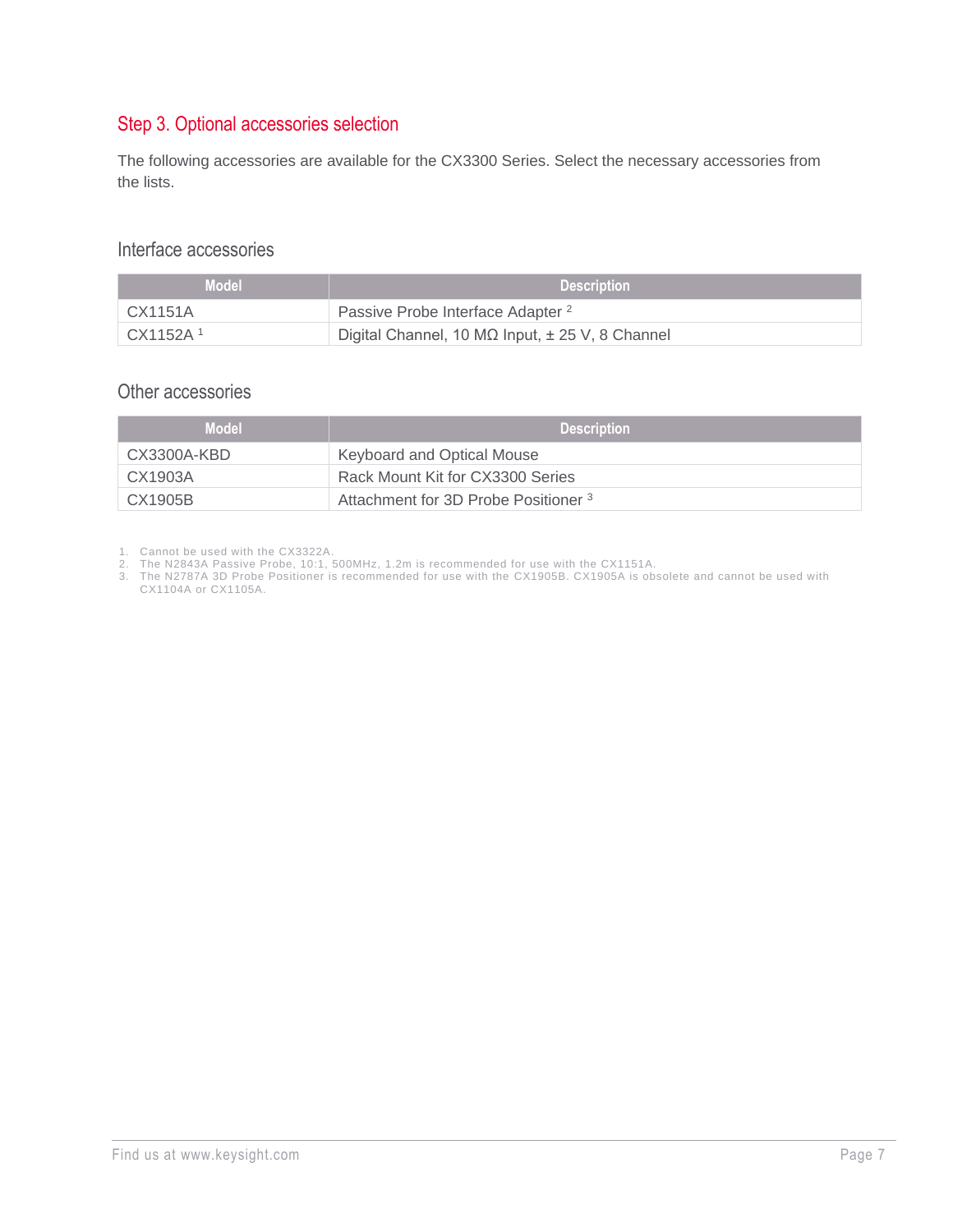## Step 3. Optional accessories selection

The following accessories are available for the CX3300 Series. Select the necessary accessories from the lists.

### Interface accessories

| Model | Description |
|---|---|
| CX1151A | Passive Probe Interface Adapter [2] |
| CX1152A [1] | Digital Channel, 10 MΩ Input, ± 25 V, 8 Channel |

### Other accessories

| Model | Description |
|---|---|
| CX3300A-KBD | Keyboard and Optical Mouse |
| CX1903A | Rack Mount Kit for CX3300 Series |
| CX1905B | Attachment for 3D Probe Positioner [3] |

1. Cannot be used with the CX3322A.
2. The N2843A Passive Probe, 10:1, 500MHz, 1.2m is recommended for use with the CX1151A.
3. The N2787A 3D Probe Positioner is recommended for use with the CX1905B. CX1905A is obsolete and cannot be used with CX1104A or CX1105A.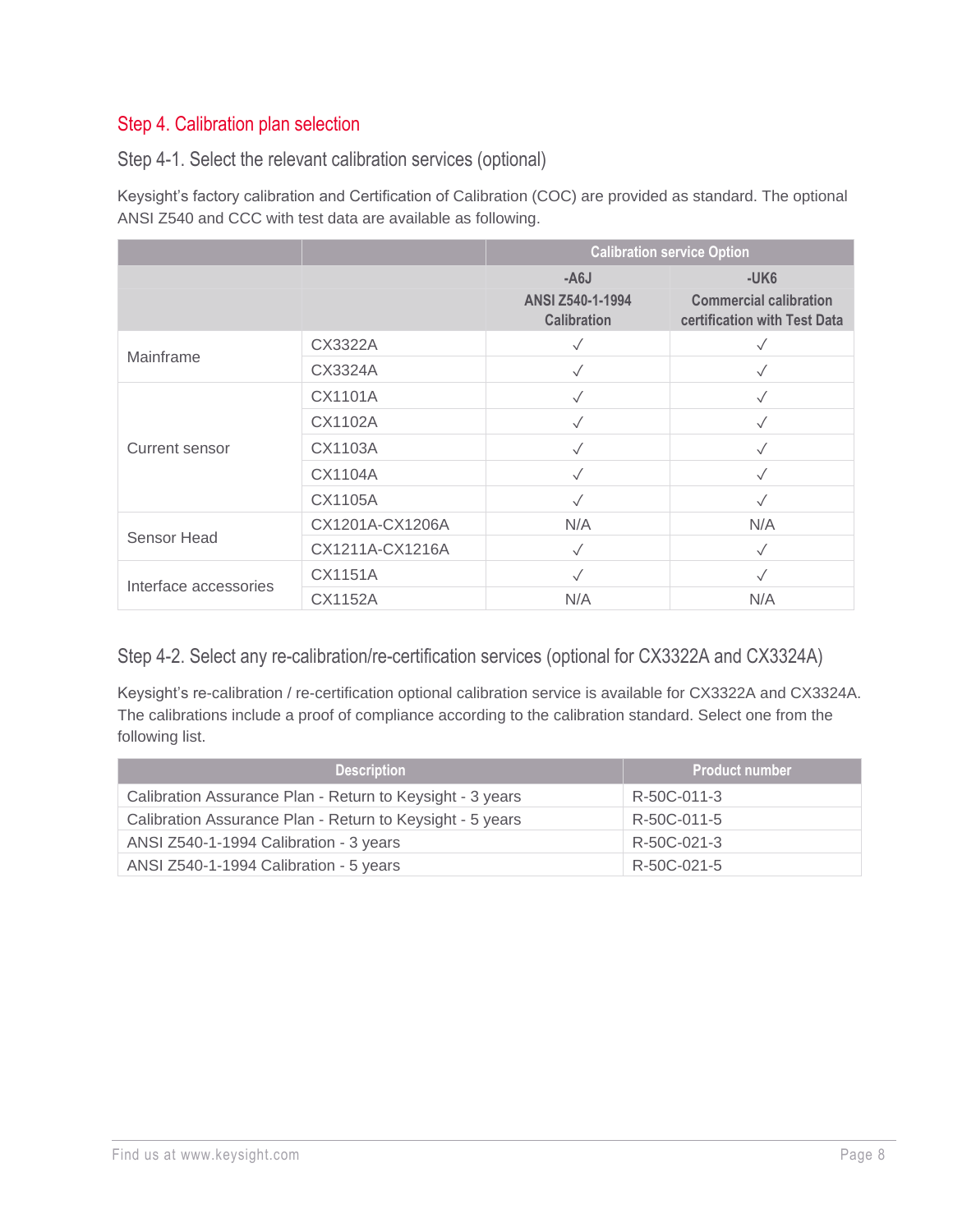## Step 4. Calibration plan selection

### Step 4-1. Select the relevant calibration services (optional)

Keysight's factory calibration and Certification of Calibration (COC) are provided as standard. The optional ANSI Z540 and CCC with test data are available as following.

| | | Calibration service Option | |
|---|---|---|---|
| | | -A6J<br>ANSI Z540-1-1994 Calibration | -UK6<br>Commercial calibration certification with Test Data |
| Mainframe | CX3322A | ✓ | ✓ |
| | CX3324A | ✓ | ✓ |
| Current sensor | CX1101A | ✓ | ✓ |
| | CX1102A | ✓ | ✓ |
| | CX1103A | ✓ | ✓ |
| | CX1104A | ✓ | ✓ |
| | CX1105A | ✓ | ✓ |
| Sensor Head | CX1201A-CX1206A | N/A | N/A |
| | CX1211A-CX1216A | ✓ | ✓ |
| Interface accessories | CX1151A | ✓ | ✓ |
| | CX1152A | N/A | N/A |

### Step 4-2. Select any re-calibration/re-certification services (optional for CX3322A and CX3324A)

Keysight's re-calibration / re-certification optional calibration service is available for CX3322A and CX3324A. The calibrations include a proof of compliance according to the calibration standard. Select one from the following list.

| Description | Product number |
|---|---|
| Calibration Assurance Plan - Return to Keysight - 3 years | R-50C-011-3 |
| Calibration Assurance Plan - Return to Keysight - 5 years | R-50C-011-5 |
| ANSI Z540-1-1994 Calibration - 3 years | R-50C-021-3 |
| ANSI Z540-1-1994 Calibration - 5 years | R-50C-021-5 |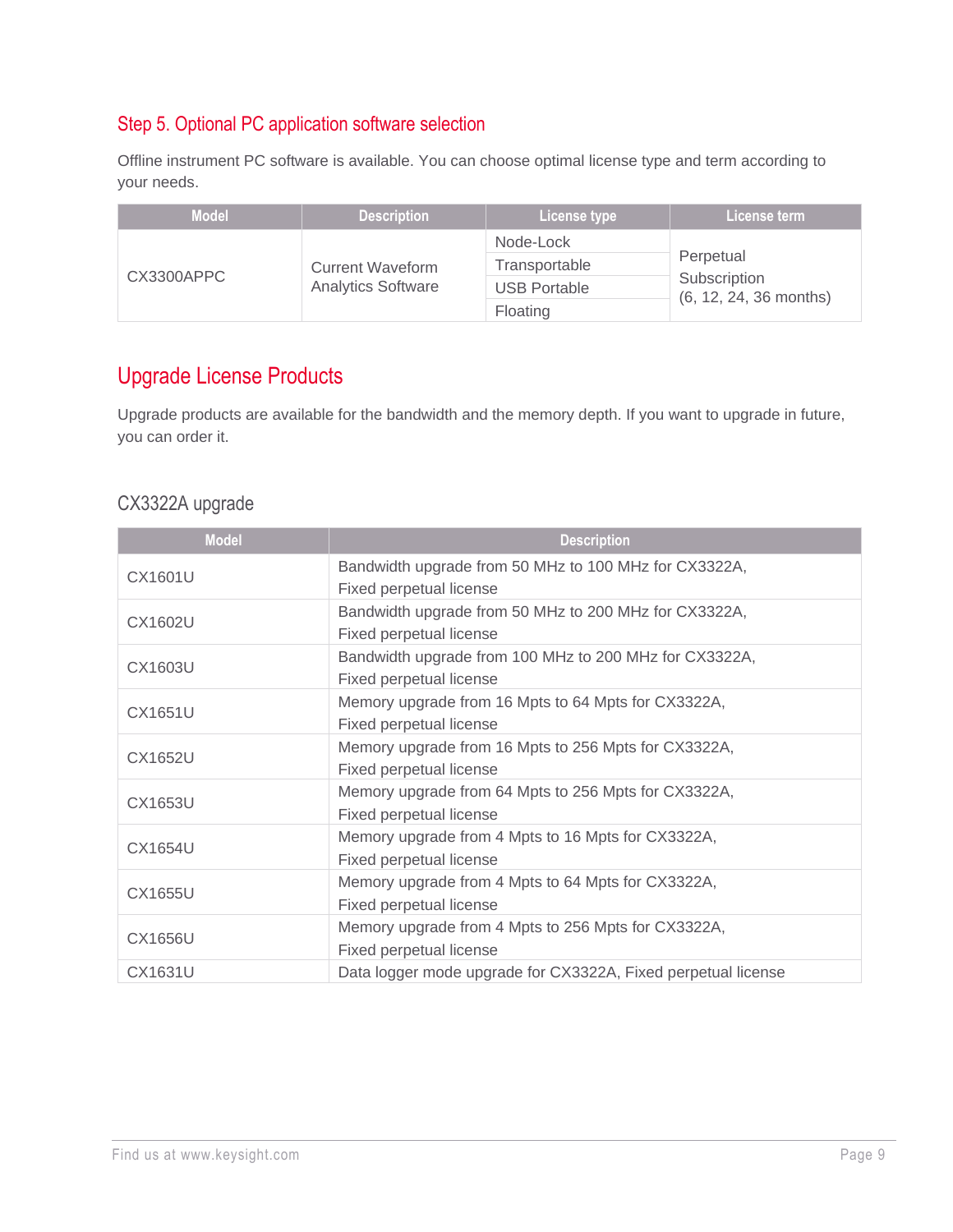## Step 5. Optional PC application software selection

Offline instrument PC software is available. You can choose optimal license type and term according to your needs.

| Model | Description | License type | License term |
|---|---|---|---|
| CX3300APPC | Current Waveform Analytics Software | Node-Lock | Perpetual<br>Subscription<br>(6, 12, 24, 36 months) |
| | | Transportable | |
| | | USB Portable | |
| | | Floating | |

## Upgrade License Products

Upgrade products are available for the bandwidth and the memory depth. If you want to upgrade in future, you can order it.

### CX3322A upgrade

| Model | Description |
|---|---|
| CX1601U | Bandwidth upgrade from 50 MHz to 100 MHz for CX3322A, Fixed perpetual license |
| CX1602U | Bandwidth upgrade from 50 MHz to 200 MHz for CX3322A, Fixed perpetual license |
| CX1603U | Bandwidth upgrade from 100 MHz to 200 MHz for CX3322A, Fixed perpetual license |
| CX1651U | Memory upgrade from 16 Mpts to 64 Mpts for CX3322A, Fixed perpetual license |
| CX1652U | Memory upgrade from 16 Mpts to 256 Mpts for CX3322A, Fixed perpetual license |
| CX1653U | Memory upgrade from 64 Mpts to 256 Mpts for CX3322A, Fixed perpetual license |
| CX1654U | Memory upgrade from 4 Mpts to 16 Mpts for CX3322A, Fixed perpetual license |
| CX1655U | Memory upgrade from 4 Mpts to 64 Mpts for CX3322A, Fixed perpetual license |
| CX1656U | Memory upgrade from 4 Mpts to 256 Mpts for CX3322A, Fixed perpetual license |
| CX1631U | Data logger mode upgrade for CX3322A, Fixed perpetual license |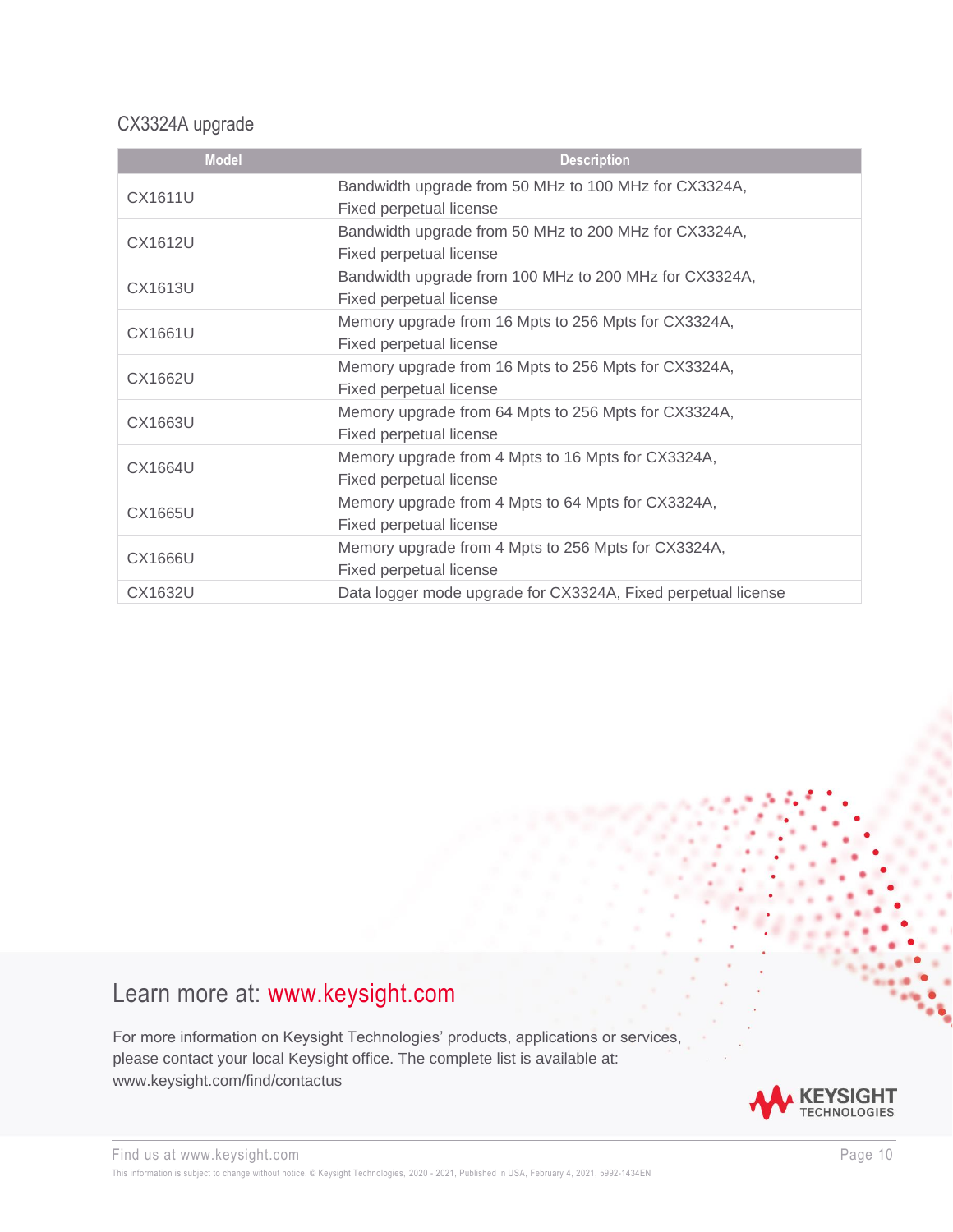## CX3324A upgrade

| Model | Description |
|---|---|
| CX1611U | Bandwidth upgrade from 50 MHz to 100 MHz for CX3324A, Fixed perpetual license |
| CX1612U | Bandwidth upgrade from 50 MHz to 200 MHz for CX3324A, Fixed perpetual license |
| CX1613U | Bandwidth upgrade from 100 MHz to 200 MHz for CX3324A, Fixed perpetual license |
| CX1661U | Memory upgrade from 16 Mpts to 256 Mpts for CX3324A, Fixed perpetual license |
| CX1662U | Memory upgrade from 16 Mpts to 256 Mpts for CX3324A, Fixed perpetual license |
| CX1663U | Memory upgrade from 64 Mpts to 256 Mpts for CX3324A, Fixed perpetual license |
| CX1664U | Memory upgrade from 4 Mpts to 16 Mpts for CX3324A, Fixed perpetual license |
| CX1665U | Memory upgrade from 4 Mpts to 64 Mpts for CX3324A, Fixed perpetual license |
| CX1666U | Memory upgrade from 4 Mpts to 256 Mpts for CX3324A, Fixed perpetual license |
| CX1632U | Data logger mode upgrade for CX3324A, Fixed perpetual license |

## Learn more at: www.keysight.com

For more information on Keysight Technologies' products, applications or services, please contact your local Keysight office. The complete list is available at: www.keysight.com/find/contactus

KEYSIGHT TECHNOLOGIES

Find us at www.keysight.com

This information is subject to change without notice. © Keysight Technologies, 2020 - 2021, Published in USA, February 4, 2021, 5992-1434EN